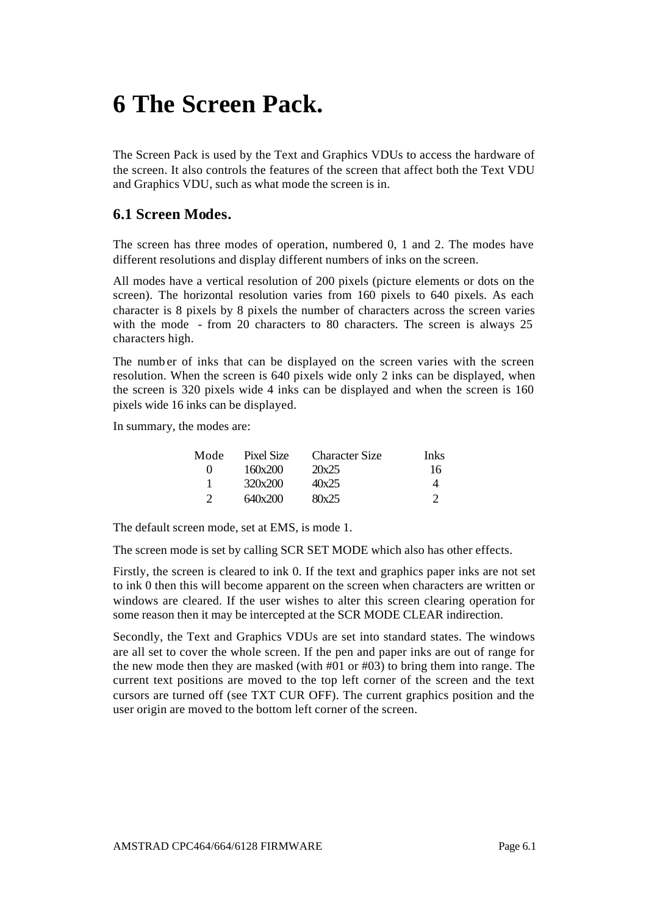# 6 The Screen Pack.

The Screen Pack is used by the Text and Graphics VDUs to access the hardware of the screen. It also controls the features of the screen that affect both the Text VDU and Graphics VDU, such as what mode the screen is in.

## 6.1 Screen Modes.

The screen has three modes of operation, numbered 0, 1 and 2. The modes have different resolutions and display different numbers of inks on the screen.

All modes have a vertical resolution of 200 pixels (picture elements or dots on the screen). The horizontal resolution varies from 160 pixels to 640 pixels. As each character is 8 pixels by 8 pixels the number of characters across the screen varies with the mode - from 20 characters to 80 characters. The screen is always 25 characters high.

The number of inks that can be displayed on the screen varies with the screen resolution. When the screen is 640 pixels wide only 2 inks can be displayed, when the screen is 320 pixels wide 4 inks can be displayed and when the screen is 160 pixels wide 16 inks can be displayed.

In summary, the modes are:

| Mode | Pixel Size | Character Size | Inks |
|---|---|---|---|
| 0 | 160x200 | 20x25 | 16 |
| 1 | 320x200 | 40x25 | 4 |
| 2 | 640x200 | 80x25 | 2 |

The default screen mode, set at EMS, is mode 1.

The screen mode is set by calling SCR SET MODE which also has other effects.

Firstly, the screen is cleared to ink 0. If the text and graphics paper inks are not set to ink 0 then this will become apparent on the screen when characters are written or windows are cleared. If the user wishes to alter this screen clearing operation for some reason then it may be intercepted at the SCR MODE CLEAR indirection.

Secondly, the Text and Graphics VDUs are set into standard states. The windows are all set to cover the whole screen. If the pen and paper inks are out of range for the new mode then they are masked (with #01 or #03) to bring them into range. The current text positions are moved to the top left corner of the screen and the text cursors are turned off (see TXT CUR OFF). The current graphics position and the user origin are moved to the bottom left corner of the screen.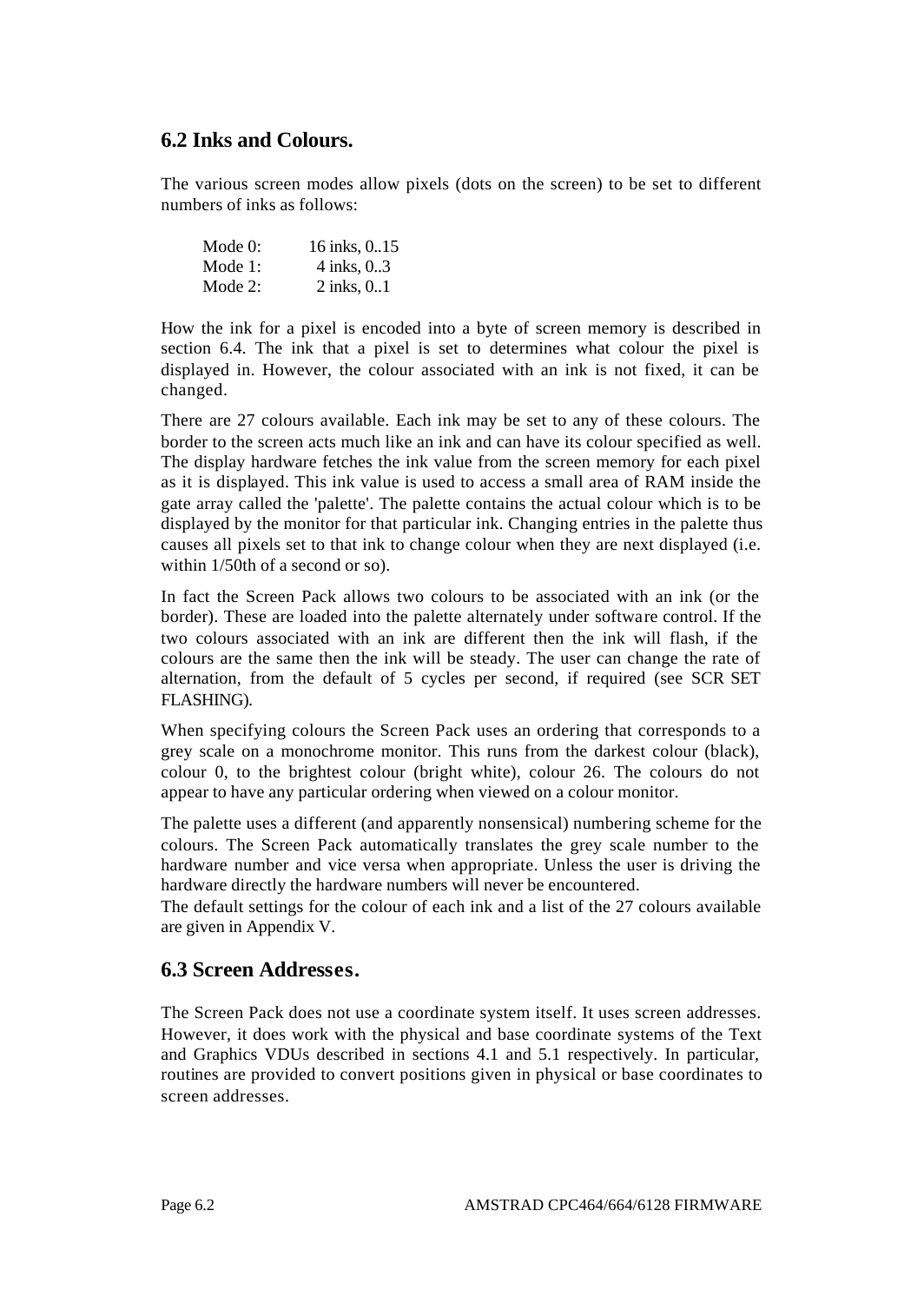## 6.2 Inks and Colours.

The various screen modes allow pixels (dots on the screen) to be set to different numbers of inks as follows:

| | |
|---|---|
| Mode 0: | 16 inks, 0..15 |
| Mode 1: | 4 inks, 0..3 |
| Mode 2: | 2 inks, 0..1 |

How the ink for a pixel is encoded into a byte of screen memory is described in section 6.4. The ink that a pixel is set to determines what colour the pixel is displayed in. However, the colour associated with an ink is not fixed, it can be changed.

There are 27 colours available. Each ink may be set to any of these colours. The border to the screen acts much like an ink and can have its colour specified as well. The display hardware fetches the ink value from the screen memory for each pixel as it is displayed. This ink value is used to access a small area of RAM inside the gate array called the 'palette'. The palette contains the actual colour which is to be displayed by the monitor for that particular ink. Changing entries in the palette thus causes all pixels set to that ink to change colour when they are next displayed (i.e. within 1/50th of a second or so).

In fact the Screen Pack allows two colours to be associated with an ink (or the border). These are loaded into the palette alternately under software control. If the two colours associated with an ink are different then the ink will flash, if the colours are the same then the ink will be steady. The user can change the rate of alternation, from the default of 5 cycles per second, if required (see SCR SET FLASHING).

When specifying colours the Screen Pack uses an ordering that corresponds to a grey scale on a monochrome monitor. This runs from the darkest colour (black), colour 0, to the brightest colour (bright white), colour 26. The colours do not appear to have any particular ordering when viewed on a colour monitor.

The palette uses a different (and apparently nonsensical) numbering scheme for the colours. The Screen Pack automatically translates the grey scale number to the hardware number and vice versa when appropriate. Unless the user is driving the hardware directly the hardware numbers will never be encountered.

The default settings for the colour of each ink and a list of the 27 colours available are given in Appendix V.

## 6.3 Screen Addresses.

The Screen Pack does not use a coordinate system itself. It uses screen addresses. However, it does work with the physical and base coordinate systems of the Text and Graphics VDUs described in sections 4.1 and 5.1 respectively. In particular, routines are provided to convert positions given in physical or base coordinates to screen addresses.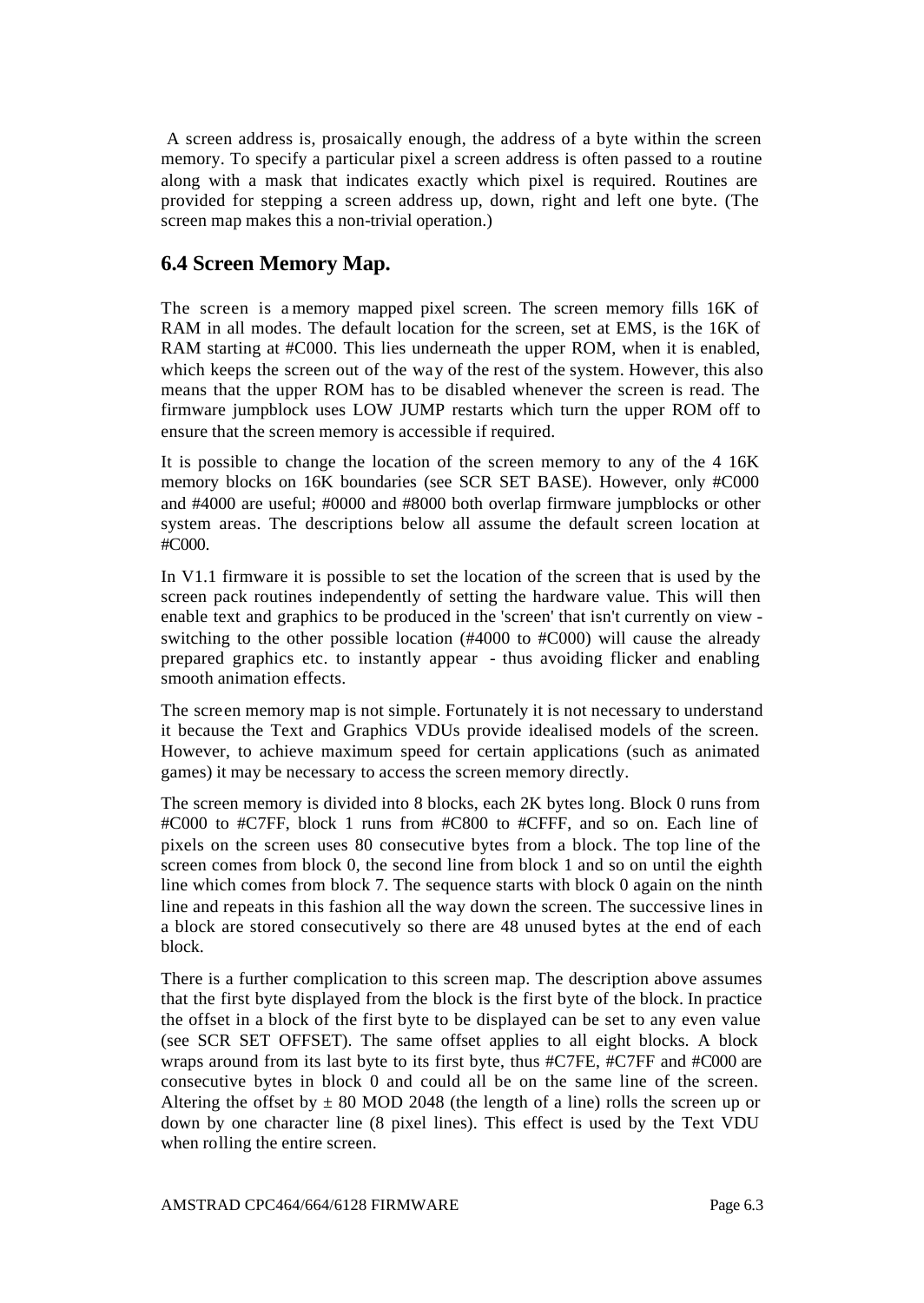A screen address is, prosaically enough, the address of a byte within the screen memory. To specify a particular pixel a screen address is often passed to a routine along with a mask that indicates exactly which pixel is required. Routines are provided for stepping a screen address up, down, right and left one byte. (The screen map makes this a non-trivial operation.)

## 6.4 Screen Memory Map.

The screen is a memory mapped pixel screen. The screen memory fills 16K of RAM in all modes. The default location for the screen, set at EMS, is the 16K of RAM starting at #C000. This lies underneath the upper ROM, when it is enabled, which keeps the screen out of the way of the rest of the system. However, this also means that the upper ROM has to be disabled whenever the screen is read. The firmware jumpblock uses LOW JUMP restarts which turn the upper ROM off to ensure that the screen memory is accessible if required.

It is possible to change the location of the screen memory to any of the 4 16K memory blocks on 16K boundaries (see SCR SET BASE). However, only #C000 and #4000 are useful; #0000 and #8000 both overlap firmware jumpblocks or other system areas. The descriptions below all assume the default screen location at #C000.

In V1.1 firmware it is possible to set the location of the screen that is used by the screen pack routines independently of setting the hardware value. This will then enable text and graphics to be produced in the 'screen' that isn't currently on view - switching to the other possible location (#4000 to #C000) will cause the already prepared graphics etc. to instantly appear - thus avoiding flicker and enabling smooth animation effects.

The screen memory map is not simple. Fortunately it is not necessary to understand it because the Text and Graphics VDUs provide idealised models of the screen. However, to achieve maximum speed for certain applications (such as animated games) it may be necessary to access the screen memory directly.

The screen memory is divided into 8 blocks, each 2K bytes long. Block 0 runs from #C000 to #C7FF, block 1 runs from #C800 to #CFFF, and so on. Each line of pixels on the screen uses 80 consecutive bytes from a block. The top line of the screen comes from block 0, the second line from block 1 and so on until the eighth line which comes from block 7. The sequence starts with block 0 again on the ninth line and repeats in this fashion all the way down the screen. The successive lines in a block are stored consecutively so there are 48 unused bytes at the end of each block.

There is a further complication to this screen map. The description above assumes that the first byte displayed from the block is the first byte of the block. In practice the offset in a block of the first byte to be displayed can be set to any even value (see SCR SET OFFSET). The same offset applies to all eight blocks. A block wraps around from its last byte to its first byte, thus #C7FE, #C7FF and #C000 are consecutive bytes in block 0 and could all be on the same line of the screen. Altering the offset by $\pm$ 80 MOD 2048 (the length of a line) rolls the screen up or down by one character line (8 pixel lines). This effect is used by the Text VDU when rolling the entire screen.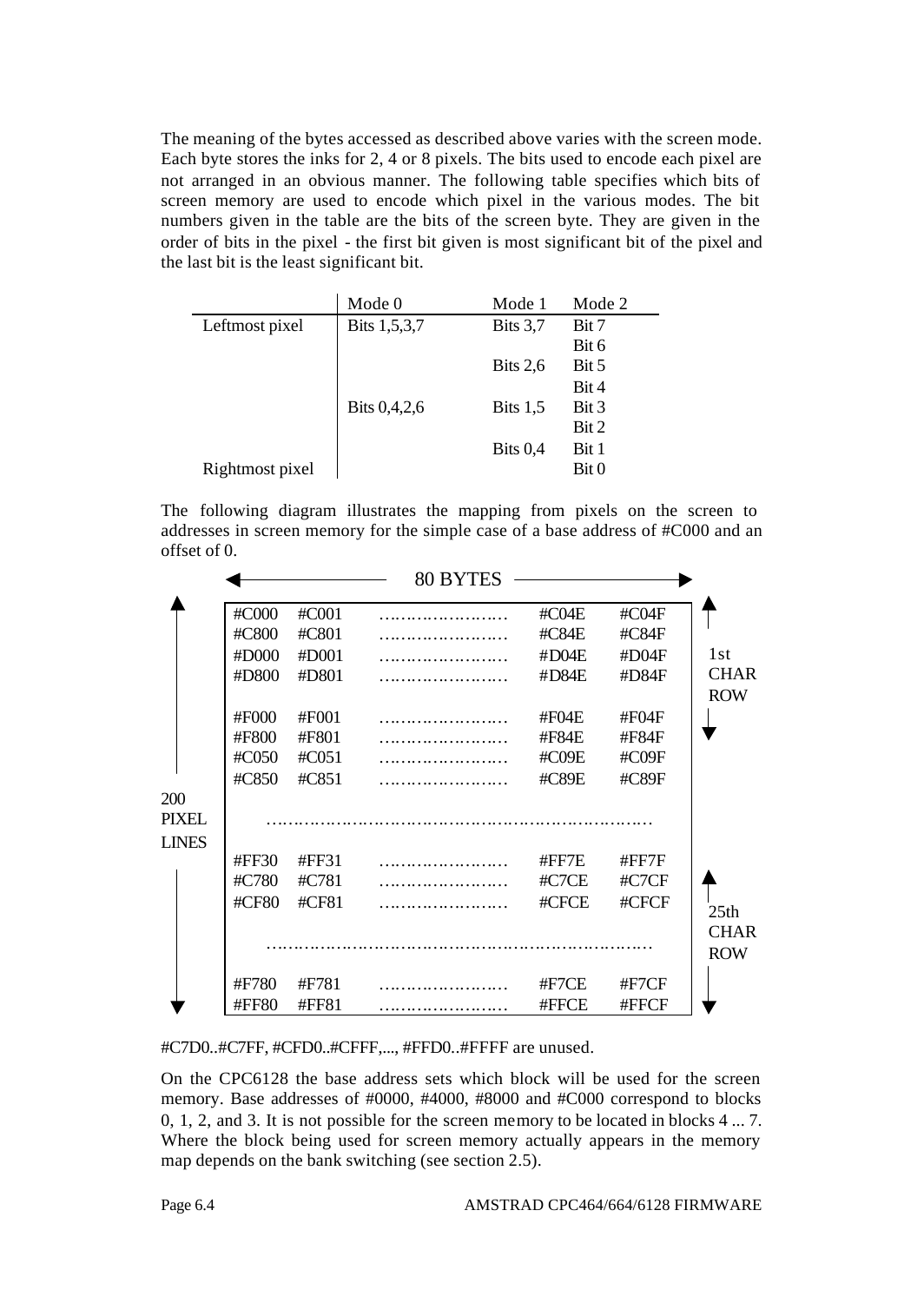The meaning of the bytes accessed as described above varies with the screen mode. Each byte stores the inks for 2, 4 or 8 pixels. The bits used to encode each pixel are not arranged in an obvious manner. The following table specifies which bits of screen memory are used to encode which pixel in the various modes. The bit numbers given in the table are the bits of the screen byte. They are given in the order of bits in the pixel - the first bit given is most significant bit of the pixel and the last bit is the least significant bit.

| | Mode 0 | Mode 1 | Mode 2 |
|---|---|---|---|
| Leftmost pixel | Bits 1,5,3,7 | Bits 3,7 | Bit 7 |
| | | | Bit 6 |
| | | Bits 2,6 | Bit 5 |
| | | | Bit 4 |
| | Bits 0,4,2,6 | Bits 1,5 | Bit 3 |
| | | | Bit 2 |
| | | Bits 0,4 | Bit 1 |
| Rightmost pixel | | | Bit 0 |

The following diagram illustrates the mapping from pixels on the screen to addresses in screen memory for the simple case of a base address of #C000 and an offset of 0.

80 BYTES

200 PIXEL LINES

| | | | | | |
|---|---|---|---|---|---|
| #C000 | #C001 | ...................... | #C04E | #C04F | 1st CHAR ROW |
| #C800 | #C801 | ...................... | #C84E | #C84F | |
| #D000 | #D001 | ...................... | #D04E | #D04F | |
| #D800 | #D801 | ...................... | #D84E | #D84F | |
| #F000 | #F001 | ...................... | #F04E | #F04F | |
| #F800 | #F801 | ...................... | #F84E | #F84F | |
| #C050 | #C051 | ...................... | #C09E | #C09F | |
| #C850 | #C851 | ...................... | #C89E | #C89F | |
| ... | | | | | |
| #FF30 | #FF31 | ...................... | #FF7E | #FF7F | |
| #C780 | #C781 | ...................... | #C7CE | #C7CF | 25th CHAR ROW |
| #CF80 | #CF81 | ...................... | #CFCE | #CFCF | |
| ... | | | | | |
| #F780 | #F781 | ...................... | #F7CE | #F7CF | |
| #FF80 | #FF81 | ...................... | #FFCE | #FFCF | |

#C7D0..#C7FF, #CFD0..#CFFF,..., #FFD0..#FFFF are unused.

On the CPC6128 the base address sets which block will be used for the screen memory. Base addresses of #0000, #4000, #8000 and #C000 correspond to blocks 0, 1, 2, and 3. It is not possible for the screen memory to be located in blocks 4 ... 7. Where the block being used for screen memory actually appears in the memory map depends on the bank switching (see section 2.5).